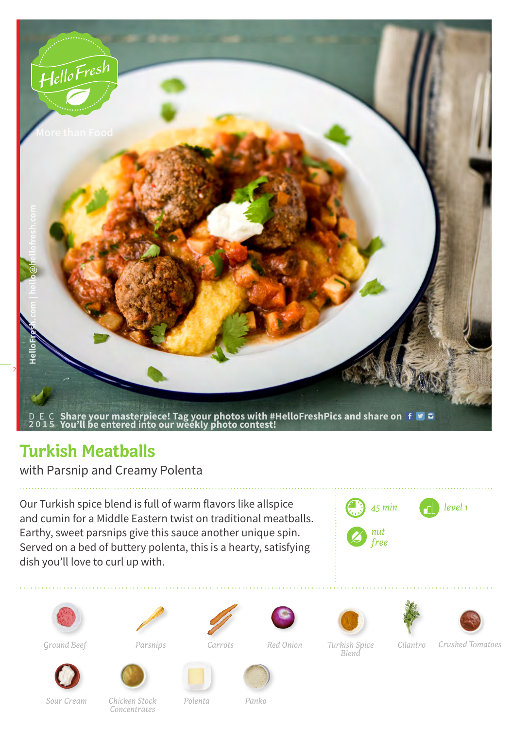HelloFresh

More than Food

HelloFresh.com | hello@hellofresh.com

DEC 2015 Share your masterpiece! Tag your photos with #HelloFreshPics and share on
You'll be entered into our weekly photo contest!

# Turkish Meatballs

with Parsnip and Creamy Polenta

Our Turkish spice blend is full of warm flavors like allspice and cumin for a Middle Eastern twist on traditional meatballs. Earthy, sweet parsnips give this sauce another unique spin. Served on a bed of buttery polenta, this is a hearty, satisfying dish you'll love to curl up with.

*45 min*

*level 1*

*nut free*

*Ground Beef*

*Parsnips*

*Carrots*

*Red Onion*

*Turkish Spice Blend*

*Cilantro*

*Crushed Tomatoes*

*Sour Cream*

*Chicken Stock Concentrates*

*Polenta*

*Panko*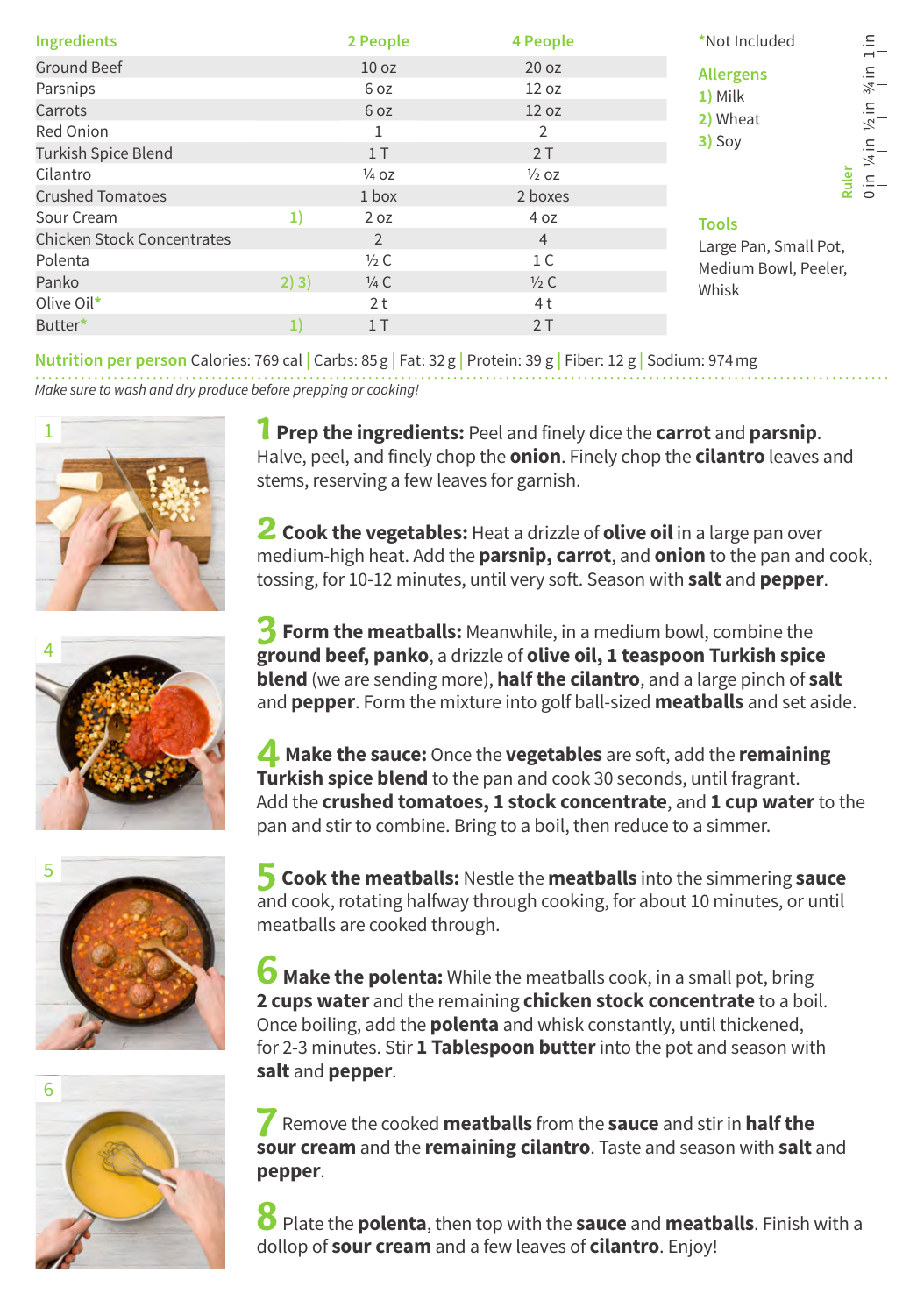| Ingredients | | 2 People | 4 People |
|---|---|---|---|
| Ground Beef | | 10 oz | 20 oz |
| Parsnips | | 6 oz | 12 oz |
| Carrots | | 6 oz | 12 oz |
| Red Onion | | 1 | 2 |
| Turkish Spice Blend | | 1 T | 2 T |
| Cilantro | | ¼ oz | ½ oz |
| Crushed Tomatoes | | 1 box | 2 boxes |
| Sour Cream | 1) | 2 oz | 4 oz |
| Chicken Stock Concentrates | | 2 | 4 |
| Polenta | | ½ C | 1 C |
| Panko | 2) 3) | ¼ C | ½ C |
| Olive Oil* | | 2 t | 4 t |
| Butter* | 1) | 1 T | 2 T |

*Not Included

**Allergens**
1) Milk
2) Wheat
3) Soy

**Tools**
Large Pan, Small Pot, Medium Bowl, Peeler, Whisk

Ruler
0 in ¼ in ½ in ¾ in 1 in

**Nutrition per person** Calories: 769 cal | Carbs: 85 g | Fat: 32 g | Protein: 39 g | Fiber: 12 g | Sodium: 974 mg

*Make sure to wash and dry produce before prepping or cooking!*

1

4

5

6

**1 Prep the ingredients:** Peel and finely dice the **carrot** and **parsnip**. Halve, peel, and finely chop the **onion**. Finely chop the **cilantro** leaves and stems, reserving a few leaves for garnish.

**2 Cook the vegetables:** Heat a drizzle of **olive oil** in a large pan over medium-high heat. Add the **parsnip, carrot**, and **onion** to the pan and cook, tossing, for 10-12 minutes, until very soft. Season with **salt** and **pepper**.

**3 Form the meatballs:** Meanwhile, in a medium bowl, combine the **ground beef, panko**, a drizzle of **olive oil, 1 teaspoon Turkish spice blend** (we are sending more), **half the cilantro**, and a large pinch of **salt** and **pepper**. Form the mixture into golf ball-sized **meatballs** and set aside.

**4 Make the sauce:** Once the **vegetables** are soft, add the **remaining Turkish spice blend** to the pan and cook 30 seconds, until fragrant. Add the **crushed tomatoes, 1 stock concentrate**, and **1 cup water** to the pan and stir to combine. Bring to a boil, then reduce to a simmer.

**5 Cook the meatballs:** Nestle the **meatballs** into the simmering **sauce** and cook, rotating halfway through cooking, for about 10 minutes, or until meatballs are cooked through.

**6 Make the polenta:** While the meatballs cook, in a small pot, bring **2 cups water** and the remaining **chicken stock concentrate** to a boil. Once boiling, add the **polenta** and whisk constantly, until thickened, for 2-3 minutes. Stir **1 Tablespoon butter** into the pot and season with **salt** and **pepper**.

**7** Remove the cooked **meatballs** from the **sauce** and stir in **half the sour cream** and the **remaining cilantro**. Taste and season with **salt** and **pepper**.

**8** Plate the **polenta**, then top with the **sauce** and **meatballs**. Finish with a dollop of **sour cream** and a few leaves of **cilantro**. Enjoy!